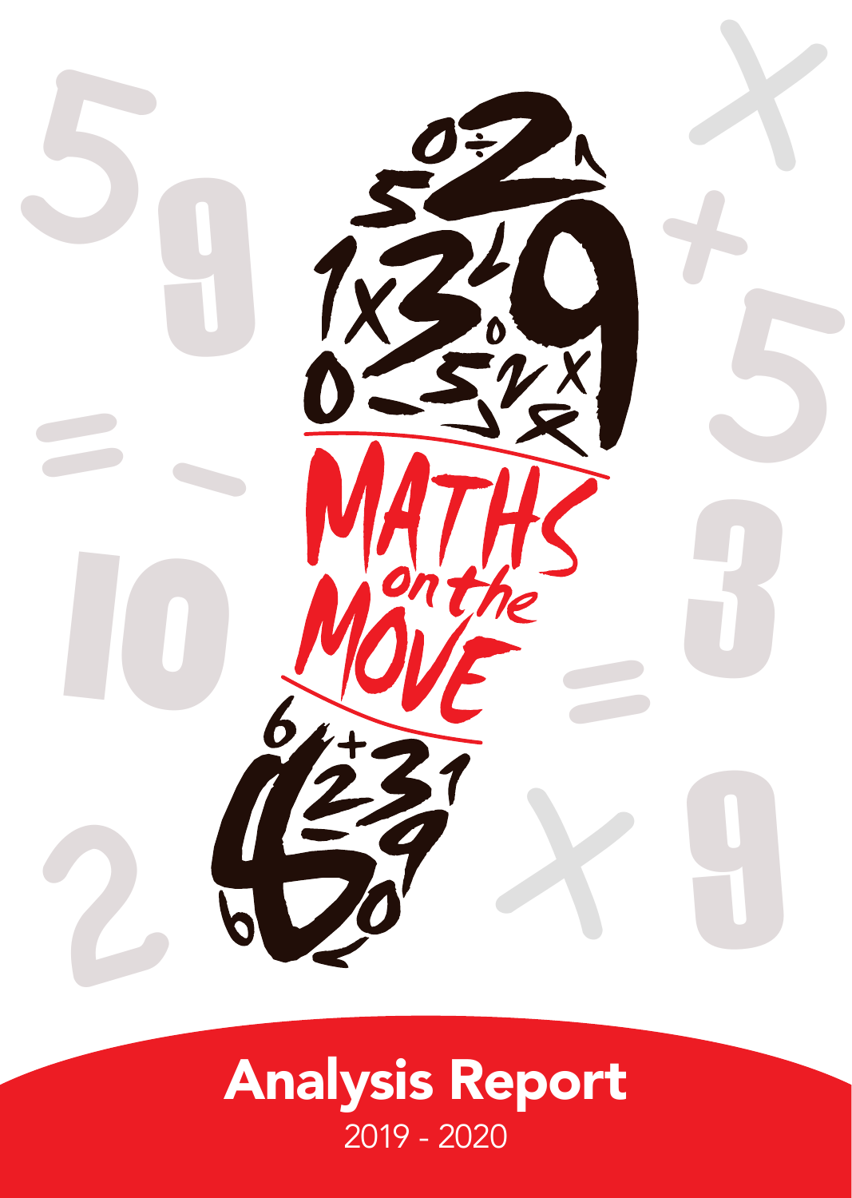# MATHS on the MOVE

# Analysis Report

2019 - 2020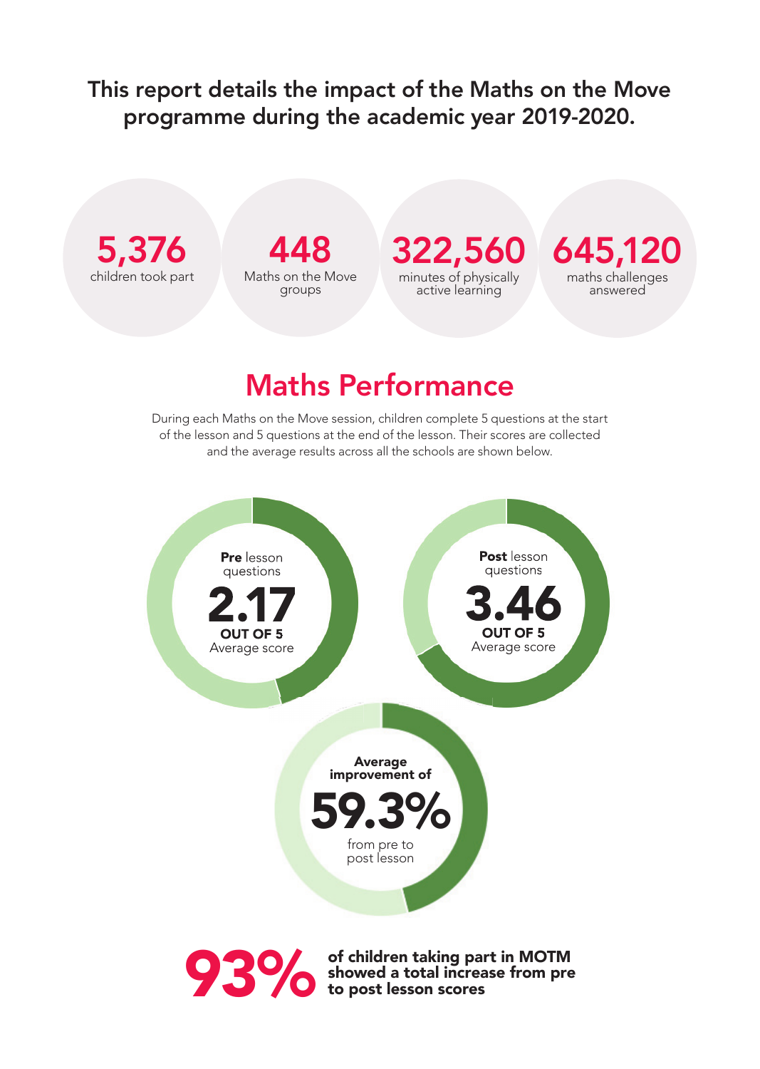**This report details the impact of the Maths on the Move programme during the academic year 2019-2020.**

**5,376**
children took part

**448**
Maths on the Move groups

**322,560**
minutes of physically active learning

**645,120**
maths challenges answered

## Maths Performance

During each Maths on the Move session, children complete 5 questions at the start of the lesson and 5 questions at the end of the lesson. Their scores are collected and the average results across all the schools are shown below.

**Pre** lesson questions
**2.17**
**OUT OF 5**
Average score

**Post** lesson questions
**3.46**
**OUT OF 5**
Average score

**Average improvement of**
**59.3%**
from pre to post lesson

**93%** **of children taking part in MOTM showed a total increase from pre to post lesson scores**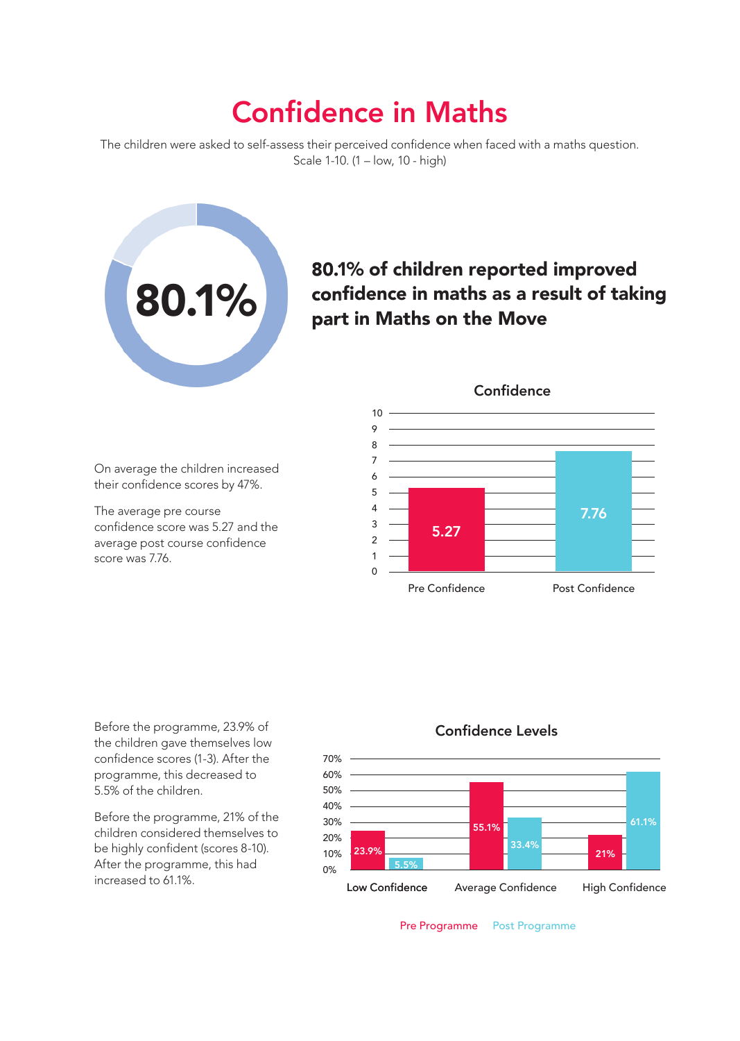# Confidence in Maths

The children were asked to self-assess their perceived confidence when faced with a maths question. Scale 1-10. (1 – low, 10 - high)

80.1%

**80.1% of children reported improved confidence in maths as a result of taking part in Maths on the Move**

On average the children increased their confidence scores by 47%.

The average pre course confidence score was 5.27 and the average post course confidence score was 7.76.

**Confidence**

| | Pre Confidence | Post Confidence |
|---|---|---|
| Score | 5.27 | 7.76 |

Before the programme, 23.9% of the children gave themselves low confidence scores (1-3). After the programme, this decreased to 5.5% of the children.

Before the programme, 21% of the children considered themselves to be highly confident (scores 8-10). After the programme, this had increased to 61.1%.

**Confidence Levels**

| | Low Confidence | Average Confidence | High Confidence |
|---|---|---|---|
| Pre Programme | 23.9% | 55.1% | 21% |
| Post Programme | 5.5% | 33.4% | 61.1% |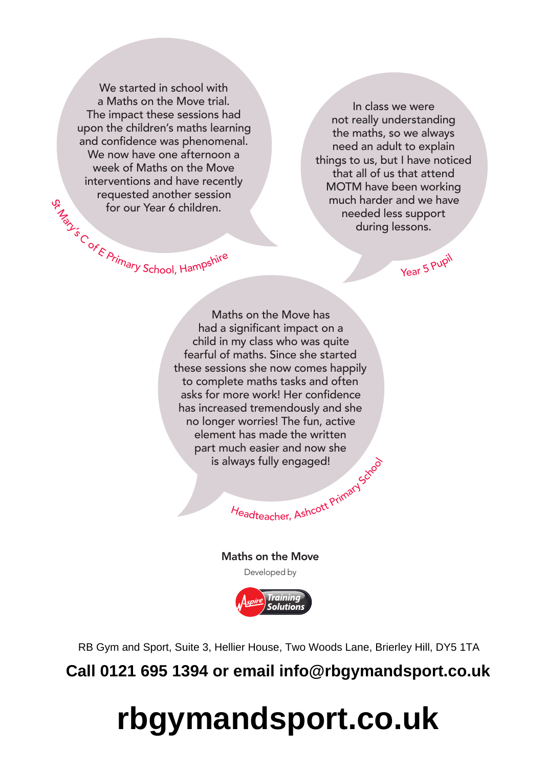We started in school with a Maths on the Move trial. The impact these sessions had upon the children's maths learning and confidence was phenomenal. We now have one afternoon a week of Maths on the Move interventions and have recently requested another session for our Year 6 children.

St Mary's C of E Primary School, Hampshire

In class we were not really understanding the maths, so we always need an adult to explain things to us, but I have noticed that all of us that attend MOTM have been working much harder and we have needed less support during lessons.

Year 5 Pupil

Maths on the Move has had a significant impact on a child in my class who was quite fearful of maths. Since she started these sessions she now comes happily to complete maths tasks and often asks for more work! Her confidence has increased tremendously and she no longer worries! The fun, active element has made the written part much easier and now she is always fully engaged!

Headteacher, Ashcott Primary School

**Maths on the Move**

Developed by

Aspire Training Solutions

RB Gym and Sport, Suite 3, Hellier House, Two Woods Lane, Brierley Hill, DY5 1TA

**Call 0121 695 1394 or email info@rbgymandsport.co.uk**

# rbgymandsport.co.uk